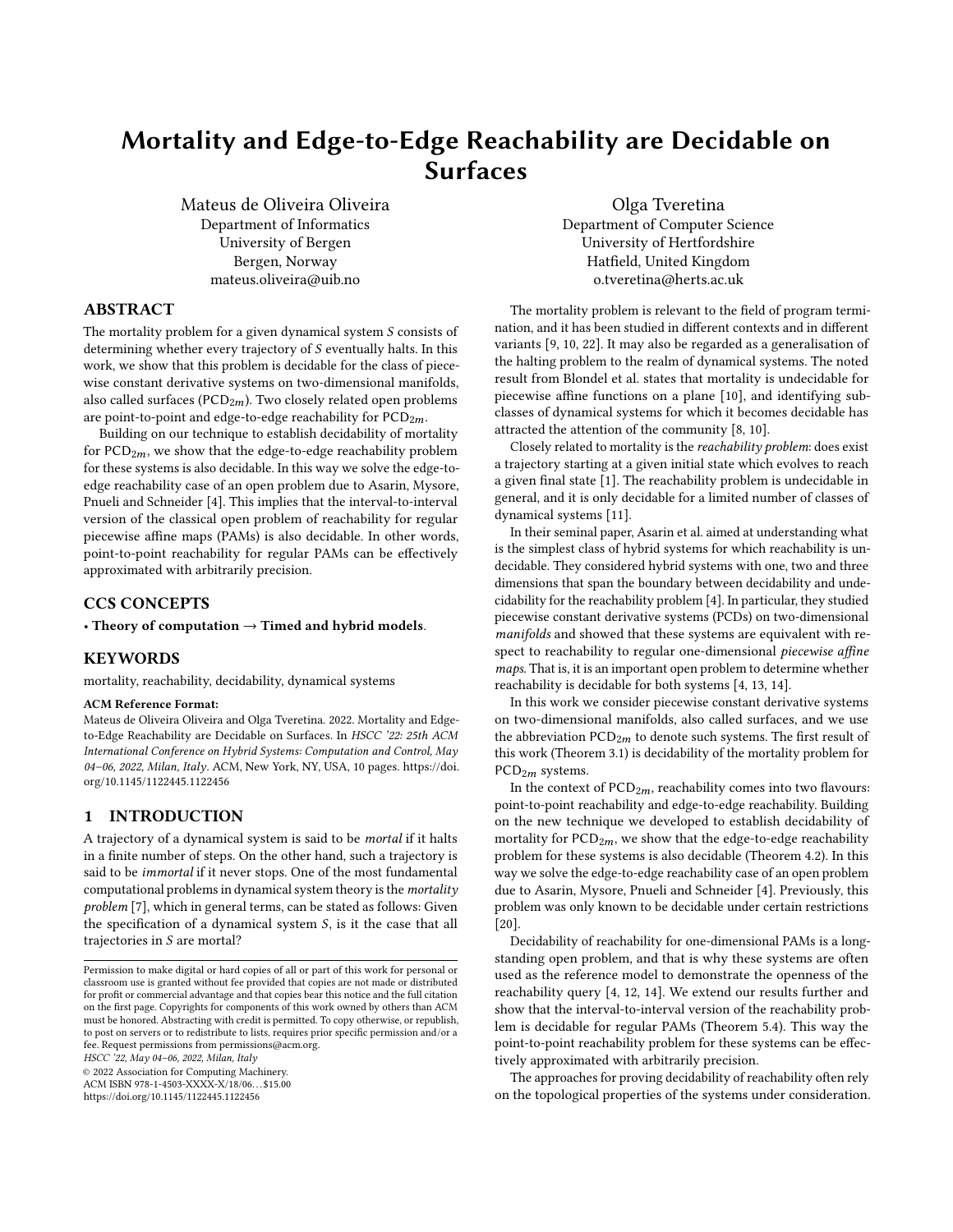# Mortality and Edge-to-Edge Reachability are Decidable on Surfaces

Mateus de Oliveira Oliveira
Department of Informatics
University of Bergen
Bergen, Norway
mateus.oliveira@uib.no

Olga Tveretina
Department of Computer Science
University of Hertfordshire
Hatfield, United Kingdom
o.tveretina@herts.ac.uk

## ABSTRACT

The mortality problem for a given dynamical system $S$ consists of determining whether every trajectory of $S$ eventually halts. In this work, we show that this problem is decidable for the class of piecewise constant derivative systems on two-dimensional manifolds, also called surfaces ($\mathrm{PCD}_{2m}$). Two closely related open problems are point-to-point and edge-to-edge reachability for $\mathrm{PCD}_{2m}$.

Building on our technique to establish decidability of mortality for $\mathrm{PCD}_{2m}$, we show that the edge-to-edge reachability problem for these systems is also decidable. In this way we solve the edge-to-edge reachability case of an open problem due to Asarin, Mysore, Pnueli and Schneider [4]. This implies that the interval-to-interval version of the classical open problem of reachability for regular piecewise affine maps (PAMs) is also decidable. In other words, point-to-point reachability for regular PAMs can be effectively approximated with arbitrarily precision.

## CCS CONCEPTS

• **Theory of computation → Timed and hybrid models**.

## KEYWORDS

mortality, reachability, decidability, dynamical systems

**ACM Reference Format:**
Mateus de Oliveira Oliveira and Olga Tveretina. 2022. Mortality and Edge-to-Edge Reachability are Decidable on Surfaces. In *HSCC '22: 25th ACM International Conference on Hybrid Systems: Computation and Control, May 04–06, 2022, Milan, Italy*. ACM, New York, NY, USA, 10 pages. https://doi.org/10.1145/1122445.1122456

## 1 INTRODUCTION

A trajectory of a dynamical system is said to be *mortal* if it halts in a finite number of steps. On the other hand, such a trajectory is said to be *immortal* if it never stops. One of the most fundamental computational problems in dynamical system theory is the *mortality problem* [7], which in general terms, can be stated as follows: Given the specification of a dynamical system $S$, is it the case that all trajectories in $S$ are mortal?

Permission to make digital or hard copies of all or part of this work for personal or classroom use is granted without fee provided that copies are not made or distributed for profit or commercial advantage and that copies bear this notice and the full citation on the first page. Copyrights for components of this work owned by others than ACM must be honored. Abstracting with credit is permitted. To copy otherwise, or republish, to post on servers or to redistribute to lists, requires prior specific permission and/or a fee. Request permissions from permissions@acm.org.
*HSCC '22, May 04–06, 2022, Milan, Italy*
© 2022 Association for Computing Machinery.
ACM ISBN 978-1-4503-XXXX-X/18/06...$15.00
https://doi.org/10.1145/1122445.1122456

The mortality problem is relevant to the field of program termination, and it has been studied in different contexts and in different variants [9, 10, 22]. It may also be regarded as a generalisation of the halting problem to the realm of dynamical systems. The noted result from Blondel et al. states that mortality is undecidable for piecewise affine functions on a plane [10], and identifying subclasses of dynamical systems for which it becomes decidable has attracted the attention of the community [8, 10].

Closely related to mortality is the *reachability problem*: does exist a trajectory starting at a given initial state which evolves to reach a given final state [1]. The reachability problem is undecidable in general, and it is only decidable for a limited number of classes of dynamical systems [11].

In their seminal paper, Asarin et al. aimed at understanding what is the simplest class of hybrid systems for which reachability is undecidable. They considered hybrid systems with one, two and three dimensions that span the boundary between decidability and undecidability for the reachability problem [4]. In particular, they studied piecewise constant derivative systems (PCDs) on two-dimensional *manifolds* and showed that these systems are equivalent with respect to reachability to regular one-dimensional *piecewise affine maps*. That is, it is an important open problem to determine whether reachability is decidable for both systems [4, 13, 14].

In this work we consider piecewise constant derivative systems on two-dimensional manifolds, also called surfaces, and we use the abbreviation $\mathrm{PCD}_{2m}$ to denote such systems. The first result of this work (Theorem 3.1) is decidability of the mortality problem for $\mathrm{PCD}_{2m}$ systems.

In the context of $\mathrm{PCD}_{2m}$, reachability comes into two flavours: point-to-point reachability and edge-to-edge reachability. Building on the new technique we developed to establish decidability of mortality for $\mathrm{PCD}_{2m}$, we show that the edge-to-edge reachability problem for these systems is also decidable (Theorem 4.2). In this way we solve the edge-to-edge reachability case of an open problem due to Asarin, Mysore, Pnueli and Schneider [4]. Previously, this problem was only known to be decidable under certain restrictions [20].

Decidability of reachability for one-dimensional PAMs is a longstanding open problem, and that is why these systems are often used as the reference model to demonstrate the openness of the reachability query [4, 12, 14]. We extend our results further and show that the interval-to-interval version of the reachability problem is decidable for regular PAMs (Theorem 5.4). This way the point-to-point reachability problem for these systems can be effectively approximated with arbitrarily precision.

The approaches for proving decidability of reachability often rely on the topological properties of the systems under consideration.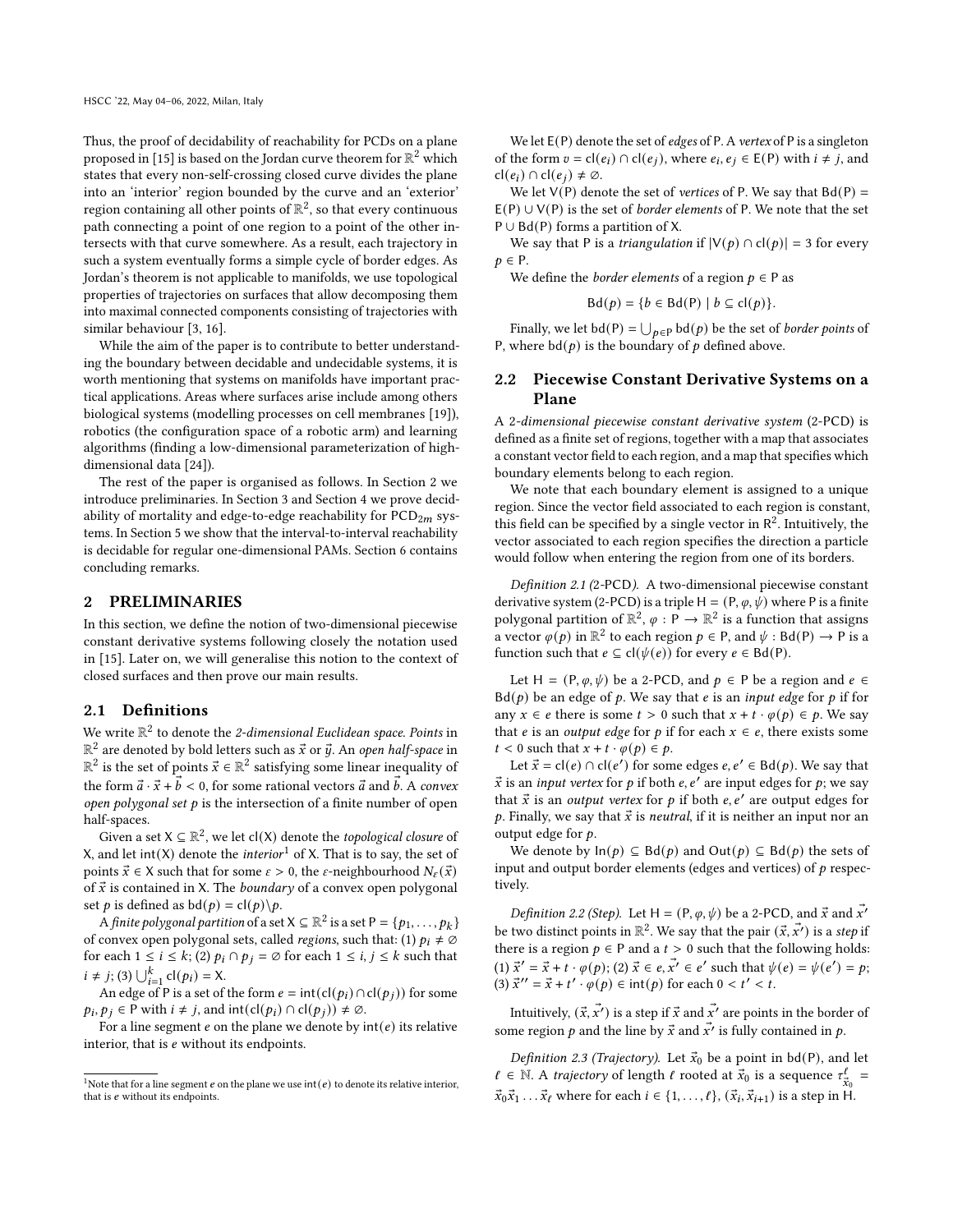Thus, the proof of decidability of reachability for PCDs on a plane proposed in [15] is based on the Jordan curve theorem for $\mathbb{R}^2$ which states that every non-self-crossing closed curve divides the plane into an 'interior' region bounded by the curve and an 'exterior' region containing all other points of $\mathbb{R}^2$, so that every continuous path connecting a point of one region to a point of the other intersects with that curve somewhere. As a result, each trajectory in such a system eventually forms a simple cycle of border edges. As Jordan's theorem is not applicable to manifolds, we use topological properties of trajectories on surfaces that allow decomposing them into maximal connected components consisting of trajectories with similar behaviour [3, 16].

While the aim of the paper is to contribute to better understanding the boundary between decidable and undecidable systems, it is worth mentioning that systems on manifolds have important practical applications. Areas where surfaces arise include among others biological systems (modelling processes on cell membranes [19]), robotics (the configuration space of a robotic arm) and learning algorithms (finding a low-dimensional parameterization of high-dimensional data [24]).

The rest of the paper is organised as follows. In Section 2 we introduce preliminaries. In Section 3 and Section 4 we prove decidability of mortality and edge-to-edge reachability for $\mathsf{PCD}_{2m}$ systems. In Section 5 we show that the interval-to-interval reachability is decidable for regular one-dimensional PAMs. Section 6 contains concluding remarks.

## 2 PRELIMINARIES

In this section, we define the notion of two-dimensional piecewise constant derivative systems following closely the notation used in [15]. Later on, we will generalise this notion to the context of closed surfaces and then prove our main results.

### 2.1 Definitions

We write $\mathbb{R}^2$ to denote the *2-dimensional Euclidean space*. *Points* in $\mathbb{R}^2$ are denoted by bold letters such as $\vec{x}$ or $\vec{y}$. An *open half-space* in $\mathbb{R}^2$ is the set of points $\vec{x} \in \mathbb{R}^2$ satisfying some linear inequality of the form $\vec{a} \cdot \vec{x} + \vec{b} < 0$, for some rational vectors $\vec{a}$ and $\vec{b}$. A *convex open polygonal set* $p$ is the intersection of a finite number of open half-spaces.

Given a set $\mathsf{X} \subseteq \mathbb{R}^2$, we let $\mathsf{cl}(\mathsf{X})$ denote the *topological closure* of $\mathsf{X}$, and let $\mathsf{int}(\mathsf{X})$ denote the *interior*[1] of $\mathsf{X}$. That is to say, the set of points $\vec{x} \in \mathsf{X}$ such that for some $\varepsilon > 0$, the $\varepsilon$-neighbourhood $N_\varepsilon(\vec{x})$ of $\vec{x}$ is contained in $\mathsf{X}$. The *boundary* of a convex open polygonal set $p$ is defined as $\mathsf{bd}(p) = \mathsf{cl}(p) \backslash p$.

A *finite polygonal partition* of a set $\mathsf{X} \subseteq \mathbb{R}^2$ is a set $\mathsf{P} = \{p_1, \ldots, p_k\}$ of convex open polygonal sets, called *regions*, such that: (1) $p_i \neq \emptyset$ for each $1 \leq i \leq k$; (2) $p_i \cap p_j = \emptyset$ for each $1 \leq i, j \leq k$ such that $i \neq j$; (3) $\bigcup_{i=1}^{k} \mathsf{cl}(p_i) = \mathsf{X}$.

An edge of $\mathsf{P}$ is a set of the form $e = \mathsf{int}(\mathsf{cl}(p_i) \cap \mathsf{cl}(p_j))$ for some $p_i, p_j \in \mathsf{P}$ with $i \neq j$, and $\mathsf{int}(\mathsf{cl}(p_i) \cap \mathsf{cl}(p_j)) \neq \emptyset$.

For a line segment $e$ on the plane we denote by $\mathsf{int}(e)$ its relative interior, that is $e$ without its endpoints.

[1] Note that for a line segment $e$ on the plane we use $\mathsf{int}(e)$ to denote its relative interior, that is $e$ without its endpoints.

We let $\mathsf{E}(\mathsf{P})$ denote the set of *edges* of $\mathsf{P}$. A *vertex* of $\mathsf{P}$ is a singleton of the form $v = \mathsf{cl}(e_i) \cap \mathsf{cl}(e_j)$, where $e_i, e_j \in \mathsf{E}(\mathsf{P})$ with $i \neq j$, and $\mathsf{cl}(e_i) \cap \mathsf{cl}(e_j) \neq \emptyset$.

We let $\mathsf{V}(\mathsf{P})$ denote the set of *vertices* of $\mathsf{P}$. We say that $\mathsf{Bd}(\mathsf{P}) = \mathsf{E}(\mathsf{P}) \cup \mathsf{V}(\mathsf{P})$ is the set of *border elements* of $\mathsf{P}$. We note that the set $\mathsf{P} \cup \mathsf{Bd}(\mathsf{P})$ forms a partition of $\mathsf{X}$.

We say that $\mathsf{P}$ is a *triangulation* if $|\mathsf{V}(p) \cap \mathsf{cl}(p)| = 3$ for every $p \in \mathsf{P}$.

We define the *border elements* of a region $p \in \mathsf{P}$ as

$$\mathsf{Bd}(p) = \{b \in \mathsf{Bd}(\mathsf{P}) \mid b \subseteq \mathsf{cl}(p)\}.$$

Finally, we let $\mathsf{bd}(\mathsf{P}) = \bigcup_{p \in \mathsf{P}} \mathsf{bd}(p)$ be the set of *border points* of $\mathsf{P}$, where $\mathsf{bd}(p)$ is the boundary of $p$ defined above.

### 2.2 Piecewise Constant Derivative Systems on a Plane

A *2-dimensional piecewise constant derivative system* (2-PCD) is defined as a finite set of regions, together with a map that associates a constant vector field to each region, and a map that specifies which boundary elements belong to each region.

We note that each boundary element is assigned to a unique region. Since the vector field associated to each region is constant, this field can be specified by a single vector in $\mathsf{R}^2$. Intuitively, the vector associated to each region specifies the direction a particle would follow when entering the region from one of its borders.

*Definition 2.1 (2-PCD).* A two-dimensional piecewise constant derivative system (2-PCD) is a triple $\mathsf{H} = (\mathsf{P}, \varphi, \psi)$ where $\mathsf{P}$ is a finite polygonal partition of $\mathbb{R}^2$, $\varphi : \mathsf{P} \to \mathbb{R}^2$ is a function that assigns a vector $\varphi(p)$ in $\mathbb{R}^2$ to each region $p \in \mathsf{P}$, and $\psi : \mathsf{Bd}(\mathsf{P}) \to \mathsf{P}$ is a function such that $e \subseteq \mathsf{cl}(\psi(e))$ for every $e \in \mathsf{Bd}(\mathsf{P})$.

Let $\mathsf{H} = (\mathsf{P}, \varphi, \psi)$ be a 2-PCD, and $p \in \mathsf{P}$ be a region and $e \in \mathsf{Bd}(p)$ be an edge of $p$. We say that $e$ is an *input edge* for $p$ if for any $x \in e$ there is some $t > 0$ such that $x + t \cdot \varphi(p) \in p$. We say that $e$ is an *output edge* for $p$ if for each $x \in e$, there exists some $t < 0$ such that $x + t \cdot \varphi(p) \in p$.

Let $\vec{x} = \mathsf{cl}(e) \cap \mathsf{cl}(e')$ for some edges $e, e' \in \mathsf{Bd}(p)$. We say that $\vec{x}$ is an *input vertex* for $p$ if both $e, e'$ are input edges for $p$; we say that $\vec{x}$ is an *output vertex* for $p$ if both $e, e'$ are output edges for $p$. Finally, we say that $\vec{x}$ is *neutral*, if it is neither an input nor an output edge for $p$.

We denote by $\mathsf{In}(p) \subseteq \mathsf{Bd}(p)$ and $\mathsf{Out}(p) \subseteq \mathsf{Bd}(p)$ the sets of input and output border elements (edges and vertices) of $p$ respectively.

*Definition 2.2 (Step).* Let $\mathsf{H} = (\mathsf{P}, \varphi, \psi)$ be a 2-PCD, and $\vec{x}$ and $\vec{x'}$ be two distinct points in $\mathbb{R}^2$. We say that the pair $(\vec{x}, \vec{x'})$ is a *step* if there is a region $p \in \mathsf{P}$ and a $t > 0$ such that the following holds: (1) $\vec{x'} = \vec{x} + t \cdot \varphi(p)$; (2) $\vec{x} \in e, \vec{x'} \in e'$ such that $\psi(e) = \psi(e') = p$; (3) $\vec{x}'' = \vec{x} + t' \cdot \varphi(p) \in \mathsf{int}(p)$ for each $0 < t' < t$.

Intuitively, $(\vec{x}, \vec{x'})$ is a step if $\vec{x}$ and $\vec{x'}$ are points in the border of some region $p$ and the line by $\vec{x}$ and $\vec{x'}$ is fully contained in $p$.

*Definition 2.3 (Trajectory).* Let $\vec{x}_0$ be a point in $\mathsf{bd}(\mathsf{P})$, and let $\ell \in \mathbb{N}$. A *trajectory* of length $\ell$ rooted at $\vec{x}_0$ is a sequence $\tau^{\ell}_{\vec{x}_0} = \vec{x}_0\vec{x}_1 \ldots \vec{x}_\ell$ where for each $i \in \{1, \ldots, \ell\}$, $(\vec{x}_i, \vec{x}_{i+1})$ is a step in $\mathsf{H}$.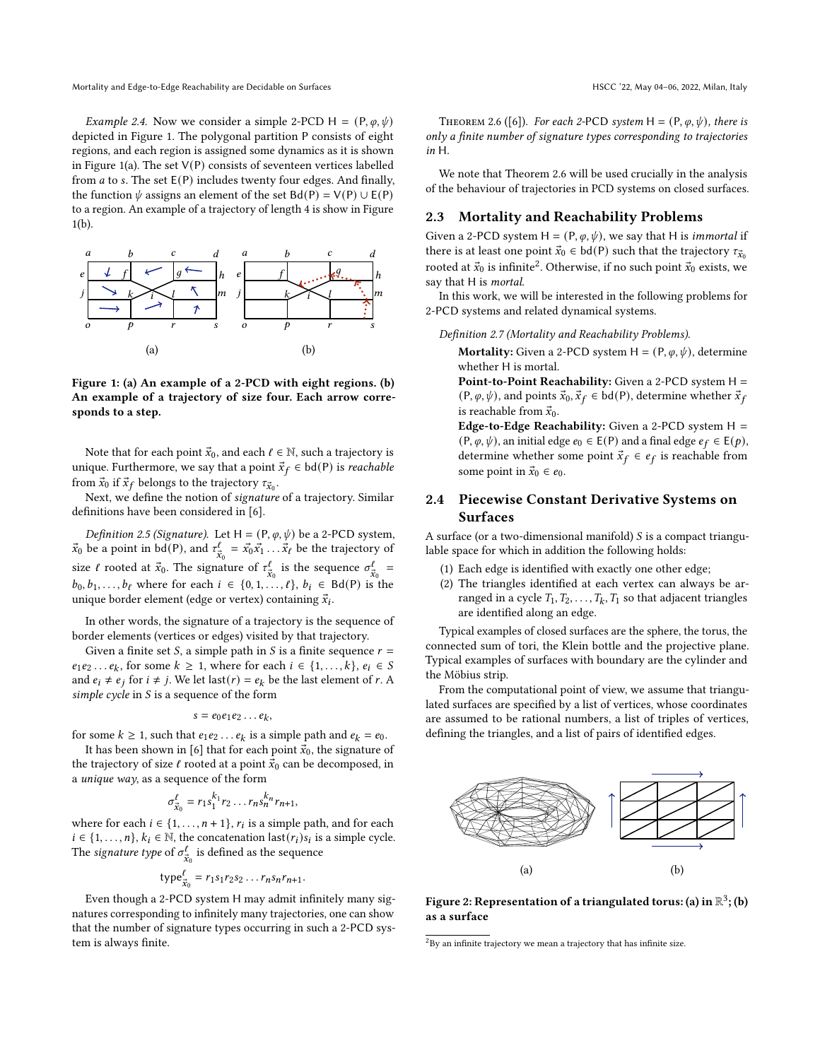*Example 2.4.* Now we consider a simple 2-PCD $\mathsf{H} = (\mathsf{P}, \varphi, \psi)$ depicted in Figure 1. The polygonal partition $\mathsf{P}$ consists of eight regions, and each region is assigned some dynamics as it is shown in Figure 1(a). The set $\mathsf{V}(\mathsf{P})$ consists of seventeen vertices labelled from $a$ to $s$. The set $\mathsf{E}(\mathsf{P})$ includes twenty four edges. And finally, the function $\psi$ assigns an element of the set $\mathsf{Bd}(\mathsf{P}) = \mathsf{V}(\mathsf{P}) \cup \mathsf{E}(\mathsf{P})$ to a region. An example of a trajectory of length 4 is show in Figure 1(b).

Figure 1: (a) An example of a 2-PCD with eight regions. (b) An example of a trajectory of size four. Each arrow corresponds to a step.

Note that for each point $\vec{x}_0$, and each $\ell \in \mathbb{N}$, such a trajectory is unique. Furthermore, we say that a point $\vec{x}_f \in \mathsf{bd}(\mathsf{P})$ is *reachable* from $\vec{x}_0$ if $\vec{x}_f$ belongs to the trajectory $\tau_{\vec{x}_0}$.

Next, we define the notion of *signature* of a trajectory. Similar definitions have been considered in [6].

*Definition 2.5 (Signature).* Let $\mathsf{H} = (\mathsf{P}, \varphi, \psi)$ be a 2-PCD system, $\vec{x}_0$ be a point in $\mathsf{bd}(\mathsf{P})$, and $\tau^{\ell}_{\vec{x}_0} = \vec{x}_0\vec{x}_1 \dots \vec{x}_\ell$ be the trajectory of size $\ell$ rooted at $\vec{x}_0$. The signature of $\tau^{\ell}_{\vec{x}_0}$ is the sequence $\sigma^{\ell}_{\vec{x}_0} = b_0, b_1, \dots, b_\ell$ where for each $i \in \{0, 1, \dots, \ell\}$, $b_i \in \mathsf{Bd}(\mathsf{P})$ is the unique border element (edge or vertex) containing $\vec{x}_i$.

In other words, the signature of a trajectory is the sequence of border elements (vertices or edges) visited by that trajectory.

Given a finite set $S$, a simple path in $S$ is a finite sequence $r = e_1 e_2 \dots e_k$, for some $k \geq 1$, where for each $i \in \{1, \dots, k\}$, $e_i \in S$ and $e_i \neq e_j$ for $i \neq j$. We let $\mathrm{last}(r) = e_k$ be the last element of $r$. A *simple cycle* in $S$ is a sequence of the form

$$s = e_0 e_1 e_2 \dots e_k,$$

for some $k \geq 1$, such that $e_1 e_2 \dots e_k$ is a simple path and $e_k = e_0$.

It has been shown in [6] that for each point $\vec{x}_0$, the signature of the trajectory of size $\ell$ rooted at a point $\vec{x}_0$ can be decomposed, in a *unique way*, as a sequence of the form

$$\sigma^{\ell}_{\vec{x}_0} = r_1 s_1^{k_1} r_2 \dots r_n s_n^{k_n} r_{n+1},$$

where for each $i \in \{1, \dots, n+1\}$, $r_i$ is a simple path, and for each $i \in \{1, \dots, n\}$, $k_i \in \mathbb{N}$, the concatenation $\mathrm{last}(r_i) s_i$ is a simple cycle. The *signature type* of $\sigma^{\ell}_{\vec{x}_0}$ is defined as the sequence

$$\mathsf{type}^{\ell}_{\vec{x}_0} = r_1 s_1 r_2 s_2 \dots r_n s_n r_{n+1}.$$

Even though a 2-PCD system H may admit infinitely many signatures corresponding to infinitely many trajectories, one can show that the number of signature types occurring in such a 2-PCD system is always finite.

Theorem 2.6 ([6]). *For each 2-*PCD *system $\mathsf{H} = (\mathsf{P}, \varphi, \psi)$, there is only a finite number of signature types corresponding to trajectories in* H.

We note that Theorem 2.6 will be used crucially in the analysis of the behaviour of trajectories in PCD systems on closed surfaces.

## 2.3 Mortality and Reachability Problems

Given a 2-PCD system $\mathsf{H} = (\mathsf{P}, \varphi, \psi)$, we say that H is *immortal* if there is at least one point $\vec{x}_0 \in \mathsf{bd}(\mathsf{P})$ such that the trajectory $\tau_{\vec{x}_0}$ rooted at $\vec{x}_0$ is infinite[2]. Otherwise, if no such point $\vec{x}_0$ exists, we say that H is *mortal*.

In this work, we will be interested in the following problems for 2-PCD systems and related dynamical systems.

*Definition 2.7 (Mortality and Reachability Problems).*

**Mortality:** Given a 2-PCD system $\mathsf{H} = (\mathsf{P}, \varphi, \psi)$, determine whether H is mortal.

**Point-to-Point Reachability:** Given a 2-PCD system $\mathsf{H} = (\mathsf{P}, \varphi, \psi)$, and points $\vec{x}_0, \vec{x}_f \in \mathsf{bd}(\mathsf{P})$, determine whether $\vec{x}_f$ is reachable from $\vec{x}_0$.

**Edge-to-Edge Reachability:** Given a 2-PCD system $\mathsf{H} = (\mathsf{P}, \varphi, \psi)$, an initial edge $e_0 \in \mathsf{E}(\mathsf{P})$ and a final edge $e_f \in \mathsf{E}(p)$, determine whether some point $\vec{x}_f \in e_f$ is reachable from some point in $\vec{x}_0 \in e_0$.

## 2.4 Piecewise Constant Derivative Systems on Surfaces

A surface (or a two-dimensional manifold) $S$ is a compact triangulable space for which in addition the following holds:

1. Each edge is identified with exactly one other edge;
2. The triangles identified at each vertex can always be arranged in a cycle $T_1, T_2, \dots, T_k, T_1$ so that adjacent triangles are identified along an edge.

Typical examples of closed surfaces are the sphere, the torus, the connected sum of tori, the Klein bottle and the projective plane. Typical examples of surfaces with boundary are the cylinder and the Möbius strip.

From the computational point of view, we assume that triangulated surfaces are specified by a list of vertices, whose coordinates are assumed to be rational numbers, a list of triples of vertices, defining the triangles, and a list of pairs of identified edges.

Figure 2: Representation of a triangulated torus: (a) in $\mathbb{R}^3$; (b) as a surface

[2] By an infinite trajectory we mean a trajectory that has infinite size.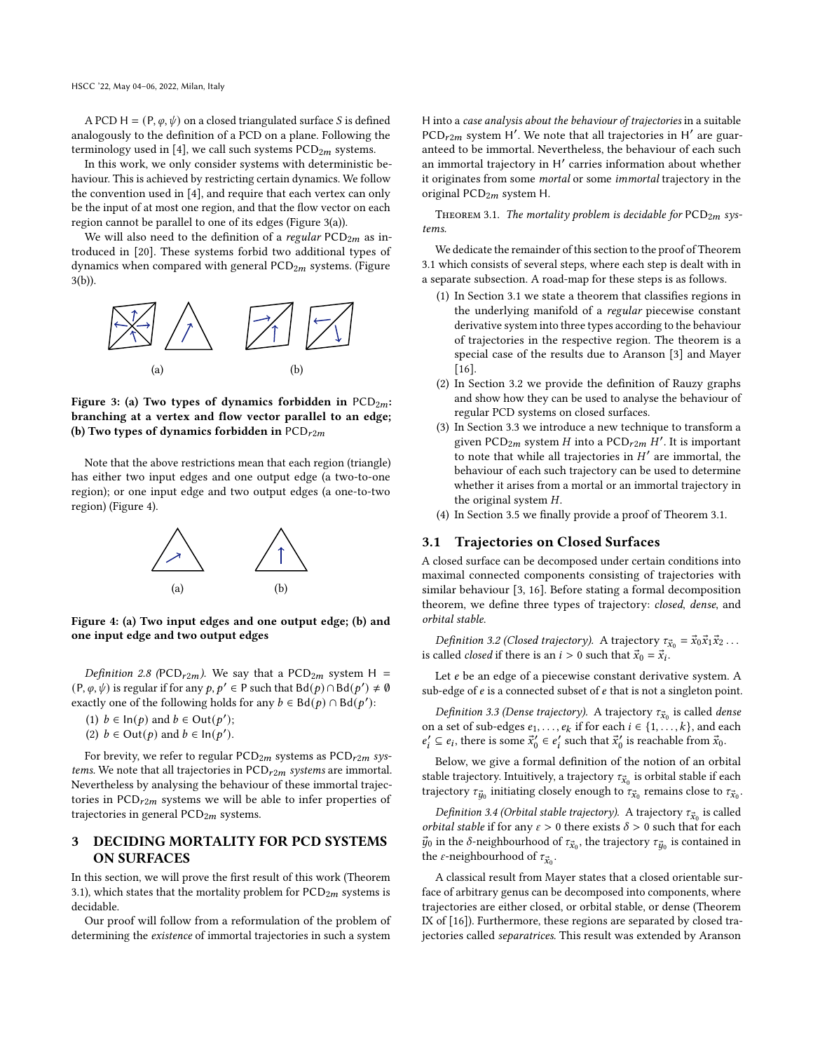A PCD $\mathsf{H} = (\mathsf{P}, \varphi, \psi)$ on a closed triangulated surface $S$ is defined analogously to the definition of a PCD on a plane. Following the terminology used in [4], we call such systems $\mathrm{PCD}_{2m}$ systems.

In this work, we only consider systems with deterministic behaviour. This is achieved by restricting certain dynamics. We follow the convention used in [4], and require that each vertex can only be the input of at most one region, and that the flow vector on each region cannot be parallel to one of its edges (Figure 3(a)).

We will also need to the definition of a *regular* $\mathrm{PCD}_{2m}$ as introduced in [20]. These systems forbid two additional types of dynamics when compared with general $\mathrm{PCD}_{2m}$ systems. (Figure 3(b)).

**Figure 3: (a) Two types of dynamics forbidden in $\mathrm{PCD}_{2m}$: branching at a vertex and flow vector parallel to an edge; (b) Two types of dynamics forbidden in $\mathrm{PCD}_{r2m}$**

Note that the above restrictions mean that each region (triangle) has either two input edges and one output edge (a two-to-one region); or one input edge and two output edges (a one-to-two region) (Figure 4).

**Figure 4: (a) Two input edges and one output edge; (b) and one input edge and two output edges**

*Definition 2.8* ($\mathrm{PCD}_{r2m}$). We say that a $\mathrm{PCD}_{2m}$ system $\mathsf{H} = (\mathsf{P}, \varphi, \psi)$ is regular if for any $p, p' \in \mathsf{P}$ such that $\mathrm{Bd}(p) \cap \mathrm{Bd}(p') \neq \emptyset$ exactly one of the following holds for any $b \in \mathrm{Bd}(p) \cap \mathrm{Bd}(p')$:

(1) $b \in \mathrm{In}(p)$ and $b \in \mathrm{Out}(p')$;
(2) $b \in \mathrm{Out}(p)$ and $b \in \mathrm{In}(p')$.

For brevity, we refer to regular $\mathrm{PCD}_{2m}$ systems as $\mathrm{PCD}_{r2m}$ *systems*. We note that all trajectories in $\mathrm{PCD}_{r2m}$ *systems* are immortal. Nevertheless by analysing the behaviour of these immortal trajectories in $\mathrm{PCD}_{r2m}$ systems we will be able to infer properties of trajectories in general $\mathrm{PCD}_{2m}$ systems.

## 3 DECIDING MORTALITY FOR PCD SYSTEMS ON SURFACES

In this section, we will prove the first result of this work (Theorem 3.1), which states that the mortality problem for $\mathrm{PCD}_{2m}$ systems is decidable.

Our proof will follow from a reformulation of the problem of determining the *existence* of immortal trajectories in such a system H into a *case analysis about the behaviour of trajectories* in a suitable $\mathrm{PCD}_{r2m}$ system $\mathsf{H}'$. We note that all trajectories in $\mathsf{H}'$ are guaranteed to be immortal. Nevertheless, the behaviour of each such an immortal trajectory in $\mathsf{H}'$ carries information about whether it originates from some *mortal* or some *immortal* trajectory in the original $\mathrm{PCD}_{2m}$ system H.

Theorem 3.1. *The mortality problem is decidable for* $\mathrm{PCD}_{2m}$ *systems.*

We dedicate the remainder of this section to the proof of Theorem 3.1 which consists of several steps, where each step is dealt with in a separate subsection. A road-map for these steps is as follows.

1. In Section 3.1 we state a theorem that classifies regions in the underlying manifold of a *regular* piecewise constant derivative system into three types according to the behaviour of trajectories in the respective region. The theorem is a special case of the results due to Aranson [3] and Mayer [16].
2. In Section 3.2 we provide the definition of Rauzy graphs and show how they can be used to analyse the behaviour of regular PCD systems on closed surfaces.
3. In Section 3.3 we introduce a new technique to transform a given $\mathrm{PCD}_{2m}$ system $H$ into a $\mathrm{PCD}_{r2m}$ $H'$. It is important to note that while all trajectories in $H'$ are immortal, the behaviour of each such trajectory can be used to determine whether it arises from a mortal or an immortal trajectory in the original system $H$.
4. In Section 3.5 we finally provide a proof of Theorem 3.1.

### 3.1 Trajectories on Closed Surfaces

A closed surface can be decomposed under certain conditions into maximal connected components consisting of trajectories with similar behaviour [3, 16]. Before stating a formal decomposition theorem, we define three types of trajectory: *closed*, *dense*, and *orbital stable*.

*Definition 3.2 (Closed trajectory).* A trajectory $\tau_{\vec{x}_0} = \vec{x}_0\vec{x}_1\vec{x}_2\ldots$ is called *closed* if there is an $i > 0$ such that $\vec{x}_0 = \vec{x}_i$.

Let $e$ be an edge of a piecewise constant derivative system. A sub-edge of $e$ is a connected subset of $e$ that is not a singleton point.

*Definition 3.3 (Dense trajectory).* A trajectory $\tau_{\vec{x}_0}$ is called *dense* on a set of sub-edges $e_1, \ldots, e_k$ if for each $i \in \{1, \ldots, k\}$, and each $e'_i \subseteq e_i$, there is some $\vec{x}'_0 \in e'_i$ such that $\vec{x}'_0$ is reachable from $\vec{x}_0$.

Below, we give a formal definition of the notion of an orbital stable trajectory. Intuitively, a trajectory $\tau_{\vec{x}_0}$ is orbital stable if each trajectory $\tau_{\vec{y}_0}$ initiating closely enough to $\tau_{\vec{x}_0}$ remains close to $\tau_{\vec{x}_0}$.

*Definition 3.4 (Orbital stable trajectory).* A trajectory $\tau_{\vec{x}_0}$ is called *orbital stable* if for any $\varepsilon > 0$ there exists $\delta > 0$ such that for each $\vec{y}_0$ in the $\delta$-neighbourhood of $\tau_{\vec{x}_0}$, the trajectory $\tau_{\vec{y}_0}$ is contained in the $\varepsilon$-neighbourhood of $\tau_{\vec{x}_0}$.

A classical result from Mayer states that a closed orientable surface of arbitrary genus can be decomposed into components, where trajectories are either closed, or orbital stable, or dense (Theorem IX of [16]). Furthermore, these regions are separated by closed trajectories called *separatrices*. This result was extended by Aranson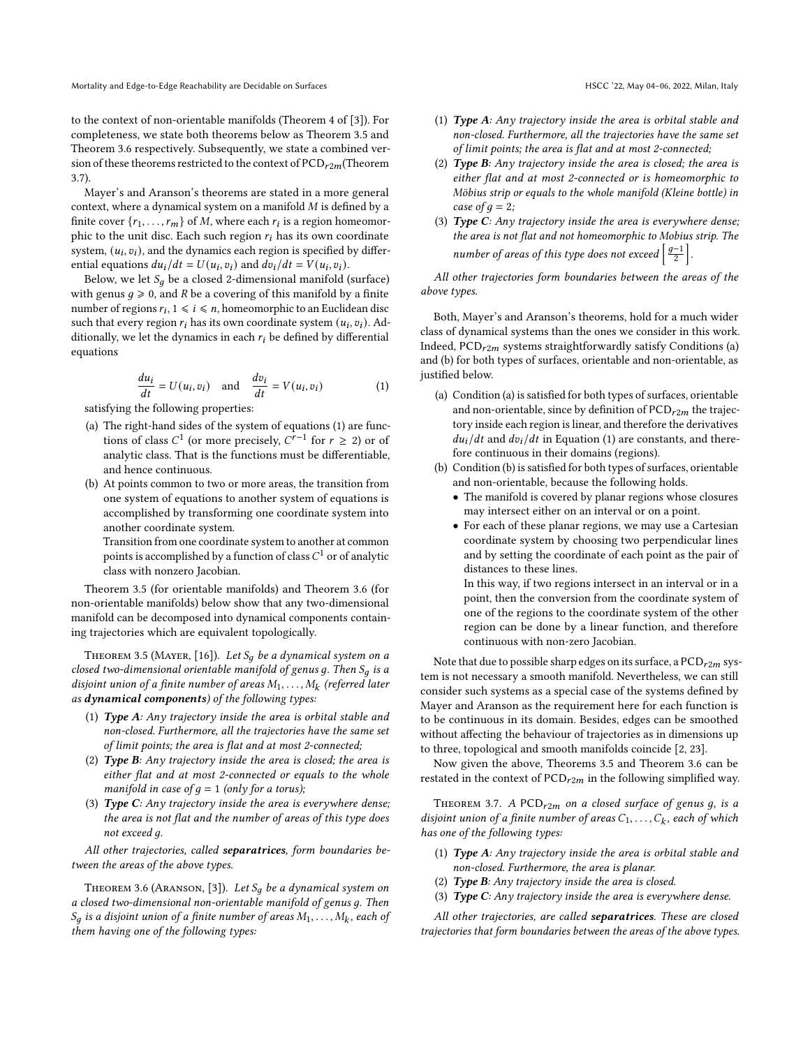to the context of non-orientable manifolds (Theorem 4 of [3]). For completeness, we state both theorems below as Theorem 3.5 and Theorem 3.6 respectively. Subsequently, we state a combined version of these theorems restricted to the context of $\mathrm{PCD}_{r2m}$(Theorem 3.7).

Mayer's and Aranson's theorems are stated in a more general context, where a dynamical system on a manifold $M$ is defined by a finite cover $\{r_1, \ldots, r_m\}$ of $M$, where each $r_i$ is a region homeomorphic to the unit disc. Each such region $r_i$ has its own coordinate system, $(u_i, v_i)$, and the dynamics each region is specified by differential equations $du_i/dt = U(u_i, v_i)$ and $dv_i/dt = V(u_i, v_i)$.

Below, we let $S_g$ be a closed 2-dimensional manifold (surface) with genus $g \geqslant 0$, and $R$ be a covering of this manifold by a finite number of regions $r_i$, $1 \leqslant i \leqslant n$, homeomorphic to an Euclidean disc such that every region $r_i$ has its own coordinate system $(u_i, v_i)$. Additionally, we let the dynamics in each $r_i$ be defined by differential equations

$$\frac{du_i}{dt} = U(u_i, v_i) \quad \text{and} \quad \frac{dv_i}{dt} = V(u_i, v_i) \tag{1}$$

satisfying the following properties:

(a) The right-hand sides of the system of equations (1) are functions of class $C^1$ (or more precisely, $C^{r-1}$ for $r \geq 2$) or of analytic class. That is the functions must be differentiable, and hence continuous.

(b) At points common to two or more areas, the transition from one system of equations to another system of equations is accomplished by transforming one coordinate system into another coordinate system.
Transition from one coordinate system to another at common points is accomplished by a function of class $C^1$ or of analytic class with nonzero Jacobian.

Theorem 3.5 (for orientable manifolds) and Theorem 3.6 (for non-orientable manifolds) below show that any two-dimensional manifold can be decomposed into dynamical components containing trajectories which are equivalent topologically.

Theorem 3.5 (Mayer, [16]). *Let $S_g$ be a dynamical system on a closed two-dimensional orientable manifold of genus $g$. Then $S_g$ is a disjoint union of a finite number of areas $M_1, \ldots, M_k$ (referred later as* ***dynamical components****) of the following types:*

1. ***Type A****: Any trajectory inside the area is orbital stable and non-closed. Furthermore, all the trajectories have the same set of limit points; the area is flat and at most 2-connected;*
2. ***Type B****: Any trajectory inside the area is closed; the area is either flat and at most 2-connected or equals to the whole manifold in case of $g = 1$ (only for a torus);*
3. ***Type C****: Any trajectory inside the area is everywhere dense; the area is not flat and the number of areas of this type does not exceed $g$.*

*All other trajectories, called* ***separatrices****, form boundaries between the areas of the above types.*

Theorem 3.6 (Aranson, [3]). *Let $S_g$ be a dynamical system on a closed two-dimensional non-orientable manifold of genus $g$. Then $S_g$ is a disjoint union of a finite number of areas $M_1, \ldots, M_k$, each of them having one of the following types:*

1. ***Type A****: Any trajectory inside the area is orbital stable and non-closed. Furthermore, all the trajectories have the same set of limit points; the area is flat and at most 2-connected;*
2. ***Type B****: Any trajectory inside the area is closed; the area is either flat and at most 2-connected or is homeomorphic to Möbius strip or equals to the whole manifold (Kleine bottle) in case of $g = 2$;*
3. ***Type C****: Any trajectory inside the area is everywhere dense; the area is not flat and not homeomorphic to Mobius strip. The number of areas of this type does not exceed $\left[\frac{g-1}{2}\right]$.*

*All other trajectories form boundaries between the areas of the above types.*

Both, Mayer's and Aranson's theorems, hold for a much wider class of dynamical systems than the ones we consider in this work. Indeed, $\mathrm{PCD}_{r2m}$ systems straightforwardly satisfy Conditions (a) and (b) for both types of surfaces, orientable and non-orientable, as justified below.

(a) Condition (a) is satisfied for both types of surfaces, orientable and non-orientable, since by definition of $\mathrm{PCD}_{r2m}$ the trajectory inside each region is linear, and therefore the derivatives $du_i/dt$ and $dv_i/dt$ in Equation (1) are constants, and therefore continuous in their domains (regions).

(b) Condition (b) is satisfied for both types of surfaces, orientable and non-orientable, because the following holds.
   - The manifold is covered by planar regions whose closures may intersect either on an interval or on a point.
   - For each of these planar regions, we may use a Cartesian coordinate system by choosing two perpendicular lines and by setting the coordinate of each point as the pair of distances to these lines.
     In this way, if two regions intersect in an interval or in a point, then the conversion from the coordinate system of one of the regions to the coordinate system of the other region can be done by a linear function, and therefore continuous with non-zero Jacobian.

Note that due to possible sharp edges on its surface, a $\mathrm{PCD}_{r2m}$ system is not necessary a smooth manifold. Nevertheless, we can still consider such systems as a special case of the systems defined by Mayer and Aranson as the requirement here for each function is to be continuous in its domain. Besides, edges can be smoothed without affecting the behaviour of trajectories as in dimensions up to three, topological and smooth manifolds coincide [2, 23].

Now given the above, Theorems 3.5 and Theorem 3.6 can be restated in the context of $\mathrm{PCD}_{r2m}$ in the following simplified way.

Theorem 3.7. *A $\mathrm{PCD}_{r2m}$ on a closed surface of genus $g$, is a disjoint union of a finite number of areas $C_1, \ldots, C_k$, each of which has one of the following types:*

1. ***Type A****: Any trajectory inside the area is orbital stable and non-closed. Furthermore, the area is planar.*
2. ***Type B****: Any trajectory inside the area is closed.*
3. ***Type C****: Any trajectory inside the area is everywhere dense.*

*All other trajectories, are called* ***separatrices****. These are closed trajectories that form boundaries between the areas of the above types.*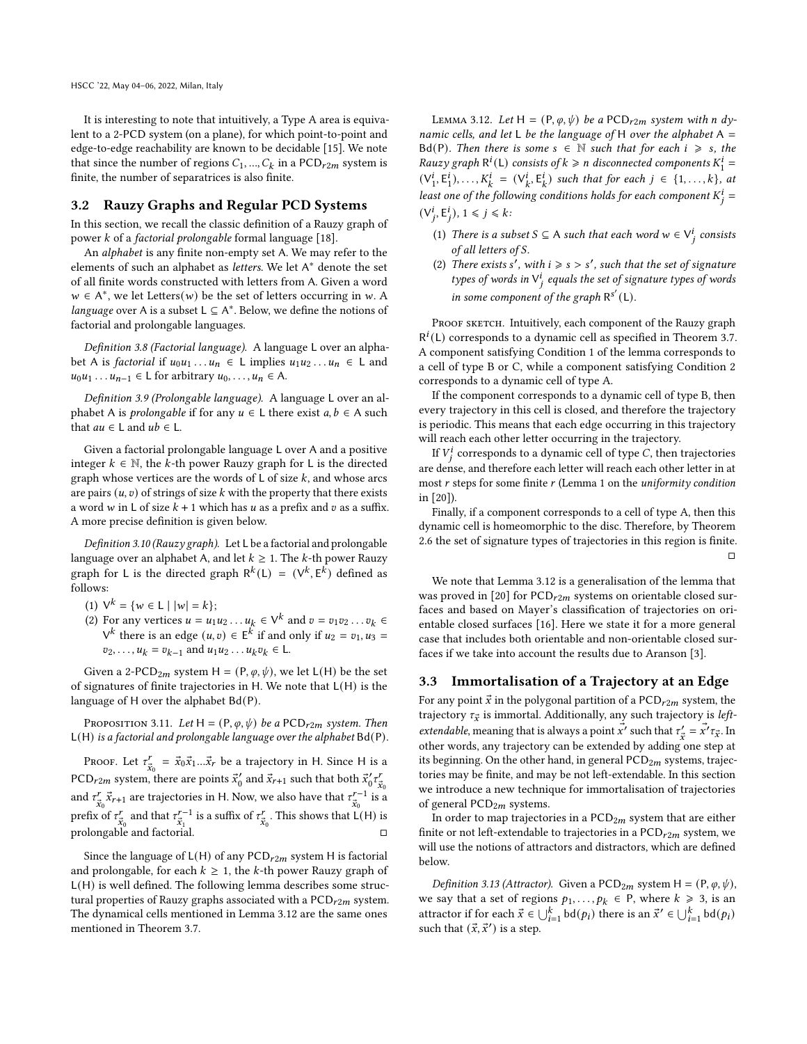It is interesting to note that intuitively, a Type A area is equivalent to a 2-PCD system (on a plane), for which point-to-point and edge-to-edge reachability are known to be decidable [15]. We note that since the number of regions $C_1, ..., C_k$ in a $\mathrm{PCD}_{r2m}$ system is finite, the number of separatrices is also finite.

## 3.2 Rauzy Graphs and Regular PCD Systems

In this section, we recall the classic definition of a Rauzy graph of power $k$ of a *factorial prolongable* formal language [18].

An *alphabet* is any finite non-empty set A. We may refer to the elements of such an alphabet as *letters*. We let $\mathsf{A}^*$ denote the set of all finite words constructed with letters from A. Given a word $w \in \mathsf{A}^*$, we let Letters($w$) be the set of letters occurring in $w$. A *language* over A is a subset $\mathsf{L} \subseteq \mathsf{A}^*$. Below, we define the notions of factorial and prolongable languages.

*Definition 3.8 (Factorial language).* A language L over an alphabet A is *factorial* if $u_0u_1 \ldots u_n \in \mathsf{L}$ implies $u_1u_2 \ldots u_n \in \mathsf{L}$ and $u_0u_1 \ldots u_{n-1} \in \mathsf{L}$ for arbitrary $u_0, \ldots, u_n \in \mathsf{A}$.

*Definition 3.9 (Prolongable language).* A language L over an alphabet A is *prolongable* if for any $u \in \mathsf{L}$ there exist $a, b \in \mathsf{A}$ such that $au \in \mathsf{L}$ and $ub \in \mathsf{L}$.

Given a factorial prolongable language L over A and a positive integer $k \in \mathbb{N}$, the $k$-th power Rauzy graph for L is the directed graph whose vertices are the words of L of size $k$, and whose arcs are pairs $(u, v)$ of strings of size $k$ with the property that there exists a word $w$ in L of size $k+1$ which has $u$ as a prefix and $v$ as a suffix. A more precise definition is given below.

*Definition 3.10 (Rauzy graph).* Let L be a factorial and prolongable language over an alphabet A, and let $k \geq 1$. The $k$-th power Rauzy graph for L is the directed graph $\mathsf{R}^k(\mathsf{L}) = (\mathsf{V}^k, \mathsf{E}^k)$ defined as follows:

1. $\mathsf{V}^k = \{w \in \mathsf{L} \mid |w| = k\}$;
2. For any vertices $u = u_1u_2 \ldots u_k \in \mathsf{V}^k$ and $v = v_1v_2 \ldots v_k \in \mathsf{V}^k$ there is an edge $(u, v) \in \mathsf{E}^k$ if and only if $u_2 = v_1, u_3 = v_2, \ldots, u_k = v_{k-1}$ and $u_1u_2 \ldots u_kv_k \in \mathsf{L}$.

Given a 2-$\mathrm{PCD}_{2m}$ system $\mathsf{H} = (\mathsf{P}, \varphi, \psi)$, we let L(H) be the set of signatures of finite trajectories in H. We note that L(H) is the language of H over the alphabet Bd(P).

Proposition 3.11. *Let $\mathsf{H} = (\mathsf{P}, \varphi, \psi)$ be a $\mathrm{PCD}_{r2m}$ system. Then L(H) is a factorial and prolongable language over the alphabet Bd(P).*

Proof. Let $\tau^r_{\vec{x}_0} = \vec{x}_0\vec{x}_1 ... \vec{x}_r$ be a trajectory in H. Since H is a $\mathrm{PCD}_{r2m}$ system, there are points $\vec{x}_0'$ and $\vec{x}_{r+1}$ such that both $\vec{x}_0'\tau^r_{\vec{x}_0}$ and $\tau^r_{\vec{x}_0}\vec{x}_{r+1}$ are trajectories in H. Now, we also have that $\tau^{r-1}_{\vec{x}_0}$ is a prefix of $\tau^r_{\vec{x}_0}$ and that $\tau^{r-1}_{\vec{x}_1}$ is a suffix of $\tau^r_{\vec{x}_0}$. This shows that L(H) is prolongable and factorial. ◻

Since the language of L(H) of any $\mathrm{PCD}_{r2m}$ system H is factorial and prolongable, for each $k \geq 1$, the $k$-th power Rauzy graph of L(H) is well defined. The following lemma describes some structural properties of Rauzy graphs associated with a $\mathrm{PCD}_{r2m}$ system. The dynamical cells mentioned in Lemma 3.12 are the same ones mentioned in Theorem 3.7.

Lemma 3.12. *Let $\mathsf{H} = (\mathsf{P}, \varphi, \psi)$ be a $\mathrm{PCD}_{r2m}$ system with $n$ dynamic cells, and let L be the language of H over the alphabet A = Bd(P). Then there is some $s \in \mathbb{N}$ such that for each $i \geqslant s$, the Rauzy graph $\mathsf{R}^i(\mathsf{L})$ consists of $k \geqslant n$ disconnected components $K^i_1 = (\mathsf{V}^i_1, \mathsf{E}^i_1), \ldots, K^i_k = (\mathsf{V}^i_k, \mathsf{E}^i_k)$ such that for each $j \in \{1, \ldots, k\}$, at least one of the following conditions holds for each component $K^i_j = (\mathsf{V}^i_j, \mathsf{E}^i_j)$, $1 \leqslant j \leqslant k$:*

1. *There is a subset $S \subseteq \mathsf{A}$ such that each word $w \in \mathsf{V}^i_j$ consists of all letters of $S$.*
2. *There exists $s'$, with $i \geqslant s > s'$, such that the set of signature types of words in $\mathsf{V}^i_j$ equals the set of signature types of words in some component of the graph $\mathsf{R}^{s'}(\mathsf{L})$.*

Proof sketch. Intuitively, each component of the Rauzy graph $\mathsf{R}^i(\mathsf{L})$ corresponds to a dynamic cell as specified in Theorem 3.7. A component satisfying Condition 1 of the lemma corresponds to a cell of type B or C, while a component satisfying Condition 2 corresponds to a dynamic cell of type A.

If the component corresponds to a dynamic cell of type B, then every trajectory in this cell is closed, and therefore the trajectory is periodic. This means that each edge occurring in this trajectory will reach each other letter occurring in the trajectory.

If $V^i_j$ corresponds to a dynamic cell of type $C$, then trajectories are dense, and therefore each letter will reach each other letter in at most $r$ steps for some finite $r$ (Lemma 1 on the *uniformity condition* in [20]).

Finally, if a component corresponds to a cell of type A, then this dynamic cell is homeomorphic to the disc. Therefore, by Theorem 2.6 the set of signature types of trajectories in this region is finite. ◻

We note that Lemma 3.12 is a generalisation of the lemma that was proved in [20] for $\mathrm{PCD}_{r2m}$ systems on orientable closed surfaces and based on Mayer's classification of trajectories on orientable closed surfaces [16]. Here we state it for a more general case that includes both orientable and non-orientable closed surfaces if we take into account the results due to Aranson [3].

## 3.3 Immortalisation of a Trajectory at an Edge

For any point $\vec{x}$ in the polygonal partition of a $\mathrm{PCD}_{r2m}$ system, the trajectory $\tau_{\vec{x}}$ is immortal. Additionally, any such trajectory is *left-extendable*, meaning that is always a point $\vec{x}'$ such that $\tau'_{\vec{x}} = \vec{x}'\tau_{\vec{x}}$. In other words, any trajectory can be extended by adding one step at its beginning. On the other hand, in general $\mathrm{PCD}_{2m}$ systems, trajectories may be finite, and may be not left-extendable. In this section we introduce a new technique for immortalisation of trajectories of general $\mathrm{PCD}_{2m}$ systems.

In order to map trajectories in a $\mathrm{PCD}_{2m}$ system that are either finite or not left-extendable to trajectories in a $\mathrm{PCD}_{r2m}$ system, we will use the notions of attractors and distractors, which are defined below.

*Definition 3.13 (Attractor).* Given a $\mathrm{PCD}_{2m}$ system $\mathsf{H} = (\mathsf{P}, \varphi, \psi)$, we say that a set of regions $p_1, \ldots, p_k \in \mathsf{P}$, where $k \geqslant 3$, is an attractor if for each $\vec{x} \in \bigcup_{i=1}^k \mathrm{bd}(p_i)$ there is an $\vec{x}' \in \bigcup_{i=1}^k \mathrm{bd}(p_i)$ such that $(\vec{x}, \vec{x}')$ is a step.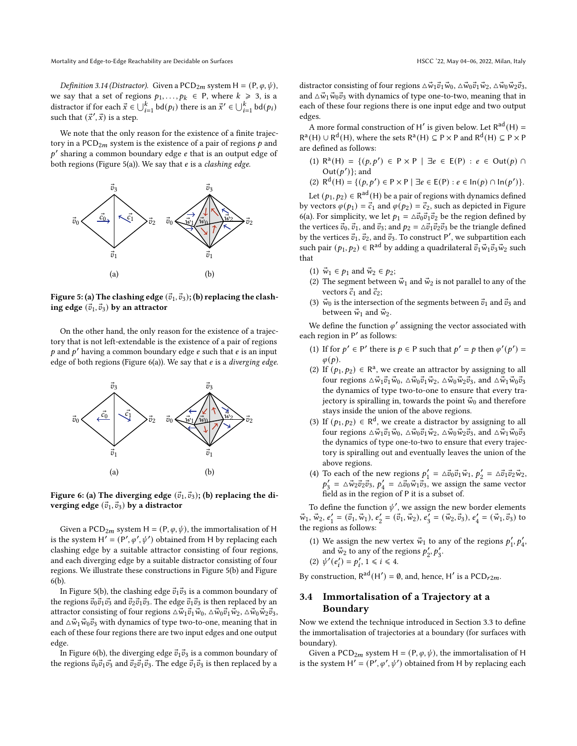*Definition 3.14 (Distractor).* Given a $\mathsf{PCD}_{2m}$ system $\mathsf{H} = (\mathsf{P}, \varphi, \psi)$, we say that a set of regions $p_1, \ldots, p_k \in \mathsf{P}$, where $k \geqslant 3$, is a distractor if for each $\vec{x} \in \bigcup_{i=1}^{k} \mathrm{bd}(p_i)$ there is an $\vec{x}' \in \bigcup_{i=1}^{k} \mathrm{bd}(p_i)$ such that $(\vec{x}', \vec{x})$ is a step.

We note that the only reason for the existence of a finite trajectory in a $\mathsf{PCD}_{2m}$ system is the existence of a pair of regions $p$ and $p'$ sharing a common boundary edge $e$ that is an output edge of both regions (Figure 5(a)). We say that $e$ is a *clashing edge*.

**Figure 5: (a) The clashing edge $(\vec{v}_1, \vec{v}_3)$; (b) replacing the clashing edge $(\vec{v}_1, \vec{v}_3)$ by an attractor**

On the other hand, the only reason for the existence of a trajectory that is not left-extendable is the existence of a pair of regions $p$ and $p'$ having a common boundary edge $e$ such that $e$ is an input edge of both regions (Figure 6(a)). We say that $e$ is a *diverging edge*.

**Figure 6: (a) The diverging edge $(\vec{v}_1, \vec{v}_3)$; (b) replacing the diverging edge $(\vec{v}_1, \vec{v}_3)$ by a distractor**

Given a $\mathsf{PCD}_{2m}$ system $\mathsf{H} = (\mathsf{P}, \varphi, \psi)$, the immortalisation of $\mathsf{H}$ is the system $\mathsf{H}' = (\mathsf{P}', \varphi', \psi')$ obtained from $\mathsf{H}$ by replacing each clashing edge by a suitable attractor consisting of four regions, and each diverging edge by a suitable distractor consisting of four regions. We illustrate these constructions in Figure 5(b) and Figure 6(b).

In Figure 5(b), the clashing edge $\vec{v}_1\vec{v}_3$ is a common boundary of the regions $\vec{v}_0\vec{v}_1\vec{v}_3$ and $\vec{v}_2\vec{v}_1\vec{v}_3$. The edge $\vec{v}_1\vec{v}_3$ is then replaced by an attractor consisting of four regions $\triangle\vec{w}_1\vec{v}_1\vec{w}_0$, $\triangle\vec{w}_0\vec{v}_1\vec{w}_2$, $\triangle\vec{w}_0\vec{w}_2\vec{v}_3$, and $\triangle\vec{w}_1\vec{w}_0\vec{v}_3$ with dynamics of type two-to-one, meaning that in each of these four regions there are two input edges and one output edge.

In Figure 6(b), the diverging edge $\vec{v}_1\vec{v}_3$ is a common boundary of the regions $\vec{v}_0\vec{v}_1\vec{v}_3$ and $\vec{v}_2\vec{v}_1\vec{v}_3$. The edge $\vec{v}_1\vec{v}_3$ is then replaced by a distractor consisting of four regions $\triangle\vec{w}_1\vec{v}_1\vec{w}_0$, $\triangle\vec{w}_0\vec{v}_1\vec{w}_2$, $\triangle\vec{w}_0\vec{w}_2\vec{v}_3$, and $\triangle\vec{w}_1\vec{w}_0\vec{v}_3$ with dynamics of type one-to-two, meaning that in each of these four regions there is one input edge and two output edges.

A more formal construction of $\mathsf{H}'$ is given below. Let $\mathsf{R}^{\mathsf{ad}}(\mathsf{H}) = \mathsf{R}^{\mathsf{a}}(\mathsf{H}) \cup \mathsf{R}^{\mathsf{d}}(\mathsf{H})$, where the sets $\mathsf{R}^{\mathsf{a}}(\mathsf{H}) \subseteq \mathsf{P} \times \mathsf{P}$ and $\mathsf{R}^{\mathsf{d}}(\mathsf{H}) \subseteq \mathsf{P} \times \mathsf{P}$ are defined as follows:

1. $\mathsf{R}^{\mathsf{a}}(\mathsf{H}) = \{(p, p') \in \mathsf{P} \times \mathsf{P} \mid \exists e \in \mathsf{E}(\mathsf{P}) : e \in \mathrm{Out}(p) \cap \mathrm{Out}(p')\}$; and
2. $\mathsf{R}^{\mathsf{d}}(\mathsf{H}) = \{(p, p') \in \mathsf{P} \times \mathsf{P} \mid \exists e \in \mathsf{E}(\mathsf{P}) : e \in \mathrm{In}(p) \cap \mathrm{In}(p')\}$.

Let $(p_1, p_2) \in \mathsf{R}^{\mathsf{ad}}(\mathsf{H})$ be a pair of regions with dynamics defined by vectors $\varphi(p_1) = \vec{c}_1$ and $\varphi(p_2) = \vec{c}_2$, such as depicted in Figure 6(a). For simplicity, we let $p_1 = \triangle\vec{v}_0\vec{v}_1\vec{v}_2$ be the region defined by the vertices $\vec{v}_0, \vec{v}_1$, and $\vec{v}_3$; and $p_2 = \triangle\vec{v}_1\vec{v}_2\vec{v}_3$ be the triangle defined by the vertices $\vec{v}_1$, $\vec{v}_2$, and $\vec{v}_3$. To construct $\mathsf{P}'$, we subpartition each such pair $(p_1, p_2) \in \mathsf{R}^{\mathsf{ad}}$ by adding a quadrilateral $\vec{v}_1\vec{w}_1\vec{v}_3\vec{w}_2$ such that

1. $\vec{w}_1 \in p_1$ and $\vec{w}_2 \in p_2$;
2. The segment between $\vec{w}_1$ and $\vec{w}_2$ is not parallel to any of the vectors $\vec{c}_1$ and $\vec{c}_2$;
3. $\vec{w}_0$ is the intersection of the segments between $\vec{v}_1$ and $\vec{v}_3$ and between $\vec{w}_1$ and $\vec{w}_2$.

We define the function $\varphi'$ assigning the vector associated with each region in $\mathsf{P}'$ as follows:

1. If for $p' \in \mathsf{P}'$ there is $p \in \mathsf{P}$ such that $p' = p$ then $\varphi'(p') = \varphi(p)$.
2. If $(p_1, p_2) \in \mathsf{R}^{\mathsf{a}}$, we create an attractor by assigning to all four regions $\triangle\vec{w}_1\vec{v}_1\vec{w}_0$, $\triangle\vec{w}_0\vec{v}_1\vec{w}_2$, $\triangle\vec{w}_0\vec{w}_2\vec{v}_3$, and $\triangle\vec{w}_1\vec{w}_0\vec{v}_3$ the dynamics of type two-to-one to ensure that every trajectory is spiralling in, towards the point $\vec{w}_0$ and therefore stays inside the union of the above regions.
3. If $(p_1, p_2) \in \mathsf{R}^{\mathsf{d}}$, we create a distractor by assigning to all four regions $\triangle\vec{w}_1\vec{v}_1\vec{w}_0$, $\triangle\vec{w}_0\vec{v}_1\vec{w}_2$, $\triangle\vec{w}_0\vec{w}_2\vec{v}_3$, and $\triangle\vec{w}_1\vec{w}_0\vec{v}_3$ the dynamics of type one-to-two to ensure that every trajectory is spiralling out and eventually leaves the union of the above regions.
4. To each of the new regions $p'_1 = \triangle\vec{v}_0\vec{v}_1\vec{w}_1$, $p'_2 = \triangle\vec{v}_1\vec{v}_2\vec{w}_2$, $p'_3 = \triangle\vec{w}_2\vec{v}_2\vec{v}_3$, $p'_4 = \triangle\vec{v}_0\vec{w}_1\vec{v}_3$, we assign the same vector field as in the region of $\mathsf{P}$ it is a subset of.

To define the function $\psi'$, we assign the new border elements $\vec{w}_1$, $\vec{w}_2$, $e'_1 = (\vec{v}_1, \vec{w}_1)$, $e'_2 = (\vec{v}_1, \vec{w}_2)$, $e'_3 = (\vec{w}_2, \vec{v}_3)$, $e'_4 = (\vec{w}_1, \vec{v}_3)$ to the regions as follows:

1. We assign the new vertex $\vec{w}_1$ to any of the regions $p'_1, p'_4$, and $\vec{w}_2$ to any of the regions $p'_2, p'_3$.
2. $\psi'(e'_i) = p'_i$, $1 \leqslant i \leqslant 4$.

By construction, $\mathsf{R}^{\mathsf{ad}}(\mathsf{H}') = \emptyset$, and, hence, $\mathsf{H}'$ is a $\mathsf{PCD}_{r2m}$.

## 3.4 Immortalisation of a Trajectory at a Boundary

Now we extend the technique introduced in Section 3.3 to define the immortalisation of trajectories at a boundary (for surfaces with boundary).

Given a $\mathsf{PCD}_{2m}$ system $\mathsf{H} = (\mathsf{P}, \varphi, \psi)$, the immortalisation of $\mathsf{H}$ is the system $\mathsf{H}' = (\mathsf{P}', \varphi', \psi')$ obtained from $\mathsf{H}$ by replacing each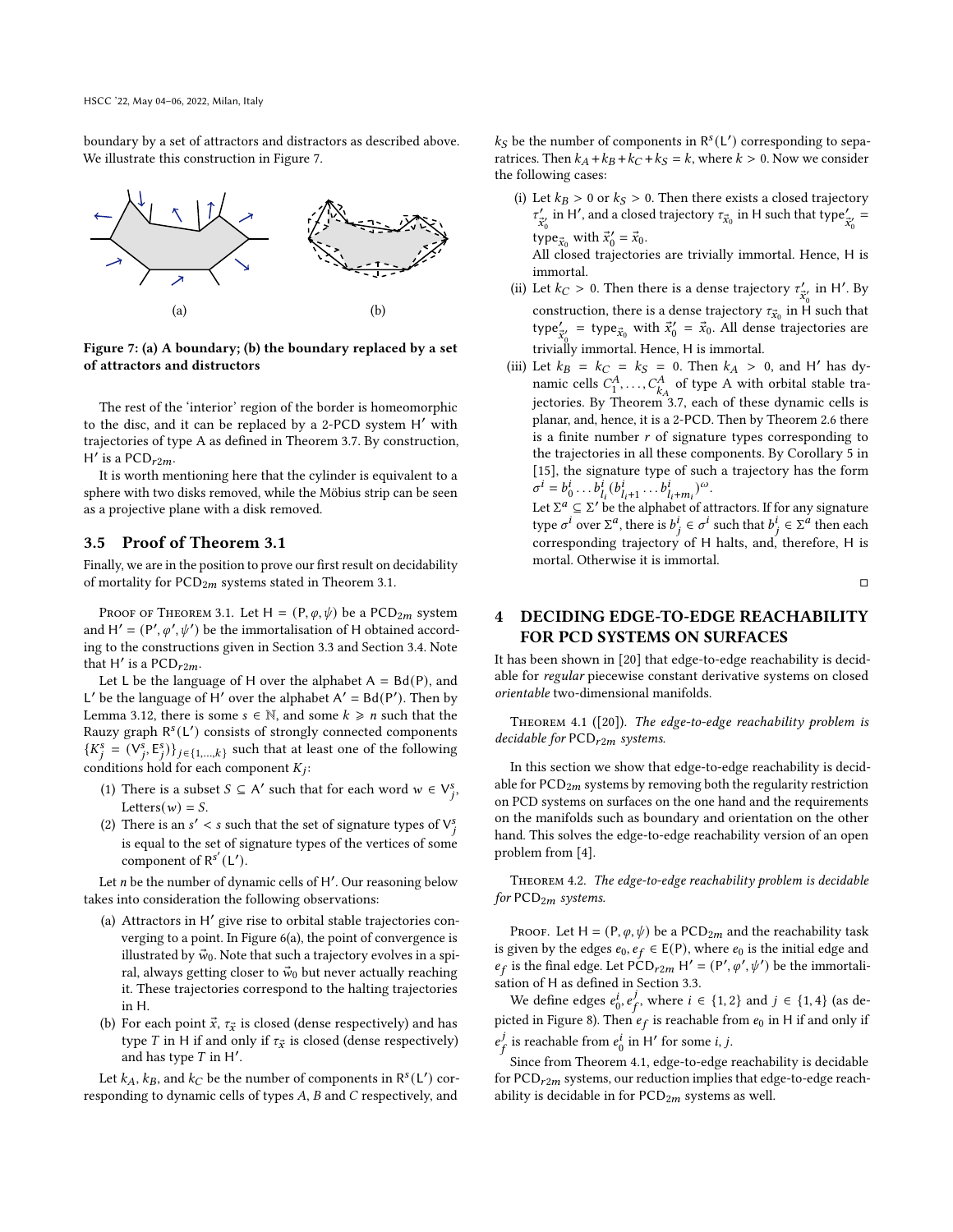boundary by a set of attractors and distractors as described above. We illustrate this construction in Figure 7.

Figure 7: (a) A boundary; (b) the boundary replaced by a set of attractors and distructors

The rest of the 'interior' region of the border is homeomorphic to the disc, and it can be replaced by a 2-PCD system $H'$ with trajectories of type A as defined in Theorem 3.7. By construction, $H'$ is a $PCD_{r2m}$.

It is worth mentioning here that the cylinder is equivalent to a sphere with two disks removed, while the Möbius strip can be seen as a projective plane with a disk removed.

### 3.5 Proof of Theorem 3.1

Finally, we are in the position to prove our first result on decidability of mortality for $PCD_{2m}$ systems stated in Theorem 3.1.

Proof of Theorem 3.1. Let $H = (P, \varphi, \psi)$ be a $PCD_{2m}$ system and $H' = (P', \varphi', \psi')$ be the immortalisation of H obtained according to the constructions given in Section 3.3 and Section 3.4. Note that $H'$ is a $PCD_{r2m}$.

Let L be the language of H over the alphabet $A = Bd(P)$, and $L'$ be the language of $H'$ over the alphabet $A' = Bd(P')$. Then by Lemma 3.12, there is some $s \in \mathbb{N}$, and some $k \geqslant n$ such that the Rauzy graph $R^s(L')$ consists of strongly connected components $\{K^s_j = (V^s_j, E^s_j)\}_{j \in \{1,\ldots,k\}}$ such that at least one of the following conditions hold for each component $K_j$:

1. There is a subset $S \subseteq A'$ such that for each word $w \in V^s_j$, $Letters(w) = S$.
2. There is an $s' < s$ such that the set of signature types of $V^s_j$ is equal to the set of signature types of the vertices of some component of $R^{s'}(L')$.

Let $n$ be the number of dynamic cells of $H'$. Our reasoning below takes into consideration the following observations:

(a) Attractors in $H'$ give rise to orbital stable trajectories converging to a point. In Figure 6(a), the point of convergence is illustrated by $\vec{w}_0$. Note that such a trajectory evolves in a spiral, always getting closer to $\vec{w}_0$ but never actually reaching it. These trajectories correspond to the halting trajectories in H.

(b) For each point $\vec{x}$, $\tau_{\vec{x}}$ is closed (dense respectively) and has type $T$ in H if and only if $\tau_{\vec{x}}$ is closed (dense respectively) and has type $T$ in $H'$.

Let $k_A$, $k_B$, and $k_C$ be the number of components in $R^s(L')$ corresponding to dynamic cells of types $A$, $B$ and $C$ respectively, and $k_S$ be the number of components in $R^s(L')$ corresponding to separatrices. Then $k_A + k_B + k_C + k_S = k$, where $k > 0$. Now we consider the following cases:

(i) Let $k_B > 0$ or $k_S > 0$. Then there exists a closed trajectory $\tau'_{\vec{x}'_0}$ in $H'$, and a closed trajectory $\tau_{\vec{x}_0}$ in H such that $\text{type}'_{\vec{x}'_0} = \text{type}_{\vec{x}_0}$ with $\vec{x}'_0 = \vec{x}_0$.
All closed trajectories are trivially immortal. Hence, H is immortal.

(ii) Let $k_C > 0$. Then there is a dense trajectory $\tau'_{\vec{x}'_0}$ in $H'$. By construction, there is a dense trajectory $\tau_{\vec{x}_0}$ in H such that $\text{type}'_{\vec{x}'_0} = \text{type}_{\vec{x}_0}$ with $\vec{x}'_0 = \vec{x}_0$. All dense trajectories are trivially immortal. Hence, H is immortal.

(iii) Let $k_B = k_C = k_S = 0$. Then $k_A > 0$, and $H'$ has dynamic cells $C^A_1, \ldots, C^A_{k_A}$ of type A with orbital stable trajectories. By Theorem 3.7, each of these dynamic cells is planar, and, hence, it is a 2-PCD. Then by Theorem 2.6 there is a finite number $r$ of signature types corresponding to the trajectories in all these components. By Corollary 5 in [15], the signature type of such a trajectory has the form $\sigma^i = b^i_0 \ldots b^i_{l_i} (b^i_{l_i+1} \ldots b^i_{l_i+m_i})^\omega$.
Let $\Sigma^a \subseteq \Sigma'$ be the alphabet of attractors. If for any signature type $\sigma^i$ over $\Sigma^a$, there is $b^i_j \in \sigma^i$ such that $b^i_j \in \Sigma^a$ then each corresponding trajectory of H halts, and, therefore, H is mortal. Otherwise it is immortal.

□

## 4 DECIDING EDGE-TO-EDGE REACHABILITY FOR PCD SYSTEMS ON SURFACES

It has been shown in [20] that edge-to-edge reachability is decidable for *regular* piecewise constant derivative systems on closed *orientable* two-dimensional manifolds.

Theorem 4.1 ([20]). *The edge-to-edge reachability problem is decidable for* $PCD_{r2m}$ *systems.*

In this section we show that edge-to-edge reachability is decidable for $PCD_{2m}$ systems by removing both the regularity restriction on PCD systems on surfaces on the one hand and the requirements on the manifolds such as boundary and orientation on the other hand. This solves the edge-to-edge reachability version of an open problem from [4].

Theorem 4.2. *The edge-to-edge reachability problem is decidable for* $PCD_{2m}$ *systems.*

Proof. Let $H = (P, \varphi, \psi)$ be a $PCD_{2m}$ and the reachability task is given by the edges $e_0, e_f \in E(P)$, where $e_0$ is the initial edge and $e_f$ is the final edge. Let $PCD_{r2m}$ $H' = (P', \varphi', \psi')$ be the immortalisation of H as defined in Section 3.3.

We define edges $e^i_0, e^j_f$, where $i \in \{1, 2\}$ and $j \in \{1, 4\}$ (as depicted in Figure 8). Then $e_f$ is reachable from $e_0$ in H if and only if $e^j_f$ is reachable from $e^i_0$ in $H'$ for some $i, j$.

Since from Theorem 4.1, edge-to-edge reachability is decidable for $PCD_{r2m}$ systems, our reduction implies that edge-to-edge reachability is decidable in for $PCD_{2m}$ systems as well.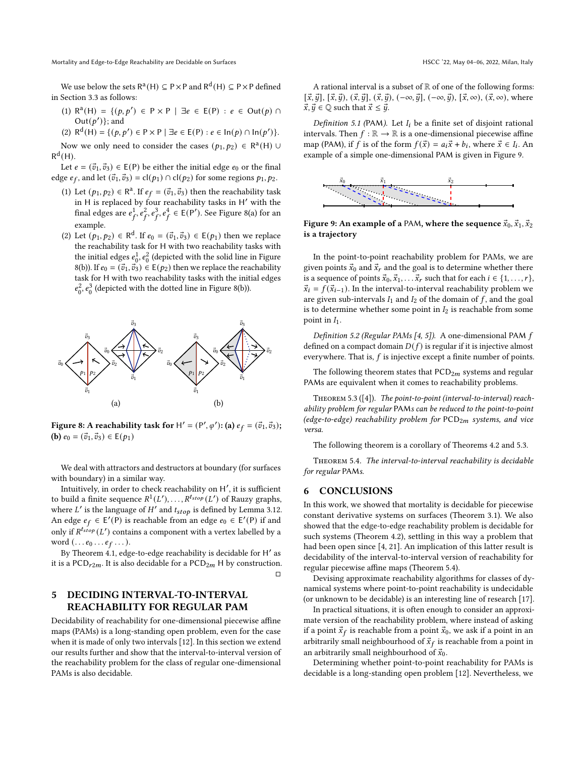We use below the sets $\mathsf{R}^{\mathsf{a}}(\mathsf{H}) \subseteq \mathsf{P} \times \mathsf{P}$ and $\mathsf{R}^{\mathsf{d}}(\mathsf{H}) \subseteq \mathsf{P} \times \mathsf{P}$ defined in Section 3.3 as follows:

(1) $\mathsf{R}^{\mathsf{a}}(\mathsf{H}) = \{(p, p') \in \mathsf{P} \times \mathsf{P} \mid \exists e \in \mathsf{E}(\mathsf{P}) : e \in \mathsf{Out}(p) \cap \mathsf{Out}(p')\}$; and

(2) $\mathsf{R}^{\mathsf{d}}(\mathsf{H}) = \{(p, p') \in \mathsf{P} \times \mathsf{P} \mid \exists e \in \mathsf{E}(\mathsf{P}) : e \in \mathsf{In}(p) \cap \mathsf{In}(p')\}$.

Now we only need to consider the cases $(p_1, p_2) \in \mathsf{R}^{\mathsf{a}}(\mathsf{H}) \cup \mathsf{R}^{\mathsf{d}}(\mathsf{H})$.

Let $e = (\vec{v}_1, \vec{v}_3) \in \mathsf{E}(\mathsf{P})$ be either the initial edge $e_0$ or the final edge $e_f$, and let $(\vec{v}_1, \vec{v}_3) = \mathrm{cl}(p_1) \cap \mathrm{cl}(p_2)$ for some regions $p_1, p_2$.

(1) Let $(p_1, p_2) \in \mathsf{R}^{\mathsf{a}}$. If $e_f = (\vec{v}_1, \vec{v}_3)$ then the reachability task in H is replaced by four reachability tasks in $\mathsf{H}'$ with the final edges are $e_f^1, e_f^2, e_f^3, e_f^4 \in \mathsf{E}(\mathsf{P}')$. See Figure 8(a) for an example.

(2) Let $(p_1, p_2) \in \mathsf{R}^{\mathsf{d}}$. If $e_0 = (\vec{v}_1, \vec{v}_3) \in \mathsf{E}(p_1)$ then we replace the reachability task for H with two reachability tasks with the initial edges $e_0^1, e_0^2$ (depicted with the solid line in Figure 8(b)). If $e_0 = (\vec{v}_1, \vec{v}_3) \in \mathsf{E}(p_2)$ then we replace the reachability task for H with two reachability tasks with the initial edges $e_0^2, e_0^3$ (depicted with the dotted line in Figure 8(b)).

**Figure 8: A reachability task for $\mathsf{H}' = (\mathsf{P}', \varphi')$: (a) $e_f = (\vec{v}_1, \vec{v}_3)$; (b) $e_0 = (\vec{v}_1, \vec{v}_3) \in \mathsf{E}(p_1)$**

We deal with attractors and destructors at boundary (for surfaces with boundary) in a similar way.

Intuitively, in order to check reachability on $\mathsf{H}'$, it is sufficient to build a finite sequence $R^1(L'), \ldots, R^{t_{stop}}(L')$ of Rauzy graphs, where $L'$ is the language of $H'$ and $t_{stop}$ is defined by Lemma 3.12. An edge $e_f \in \mathsf{E}'(\mathsf{P})$ is reachable from an edge $e_0 \in \mathsf{E}'(\mathsf{P})$ if and only if $R^{t_{stop}}(L')$ contains a component with a vertex labelled by a word $(\ldots e_0 \ldots e_f \ldots)$.

By Theorem 4.1, edge-to-edge reachability is decidable for $\mathsf{H}'$ as it is a $\mathsf{PCD}_{r2m}$. It is also decidable for a $\mathsf{PCD}_{2m}$ H by construction. $\square$

## 5 DECIDING INTERVAL-TO-INTERVAL REACHABILITY FOR REGULAR PAM

Decidability of reachability for one-dimensional piecewise affine maps (PAMs) is a long-standing open problem, even for the case when it is made of only two intervals [12]. In this section we extend our results further and show that the interval-to-interval version of the reachability problem for the class of regular one-dimensional PAMs is also decidable.

A rational interval is a subset of $\mathbb{R}$ of one of the following forms: $[\vec{x}, \vec{y}]$, $[\vec{x}, \vec{y})$, $(\vec{x}, \vec{y}]$, $(\vec{x}, \vec{y})$, $(-\infty, \vec{y}]$, $(-\infty, \vec{y})$, $[\vec{x}, \infty)$, $(\vec{x}, \infty)$, where $\vec{x}, \vec{y} \in \mathbb{Q}$ such that $\vec{x} \leq \vec{y}$.

*Definition 5.1 (PAM).* Let $I_i$ be a finite set of disjoint rational intervals. Then $f : \mathbb{R} \to \mathbb{R}$ is a one-dimensional piecewise affine map (PAM), if $f$ is of the form $f(\vec{x}) = a_i\vec{x} + b_i$, where $\vec{x} \in I_i$. An example of a simple one-dimensional PAM is given in Figure 9.

**Figure 9: An example of a PAM, where the sequence $\vec{x}_0, \vec{x}_1, \vec{x}_2$ is a trajectory**

In the point-to-point reachability problem for PAMs, we are given points $\vec{x}_0$ and $\vec{x}_r$ and the goal is to determine whether there is a sequence of points $\vec{x}_0, \vec{x}_1, \ldots \vec{x}_r$ such that for each $i \in \{1, \ldots, r\}$, $\vec{x}_i = f(\vec{x}_{i-1})$. In the interval-to-interval reachability problem we are given sub-intervals $I_1$ and $I_2$ of the domain of $f$, and the goal is to determine whether some point in $I_2$ is reachable from some point in $I_1$.

*Definition 5.2 (Regular PAMs [4, 5]).* A one-dimensional PAM $f$ defined on a compact domain $D(f)$ is regular if it is injective almost everywhere. That is, $f$ is injective except a finite number of points.

The following theorem states that $\mathsf{PCD}_{2m}$ systems and regular PAMs are equivalent when it comes to reachability problems.

THEOREM 5.3 ([4]). *The point-to-point (interval-to-interval) reachability problem for regular PAMs can be reduced to the point-to-point (edge-to-edge) reachability problem for $\mathsf{PCD}_{2m}$ systems, and vice versa.*

The following theorem is a corollary of Theorems 4.2 and 5.3.

THEOREM 5.4. *The interval-to-interval reachability is decidable for regular PAMs.*

## 6 CONCLUSIONS

In this work, we showed that mortality is decidable for piecewise constant derivative systems on surfaces (Theorem 3.1). We also showed that the edge-to-edge reachability problem is decidable for such systems (Theorem 4.2), settling in this way a problem that had been open since [4, 21]. An implication of this latter result is decidability of the interval-to-interval version of reachability for regular piecewise affine maps (Theorem 5.4).

Devising approximate reachability algorithms for classes of dynamical systems where point-to-point reachability is undecidable (or unknown to be decidable) is an interesting line of research [17].

In practical situations, it is often enough to consider an approximate version of the reachability problem, where instead of asking if a point $\vec{x}_f$ is reachable from a point $\vec{x}_0$, we ask if a point in an arbitrarily small neighbourhood of $\vec{x}_f$ is reachable from a point in an arbitrarily small neighbourhood of $\vec{x}_0$.

Determining whether point-to-point reachability for PAMs is decidable is a long-standing open problem [12]. Nevertheless, we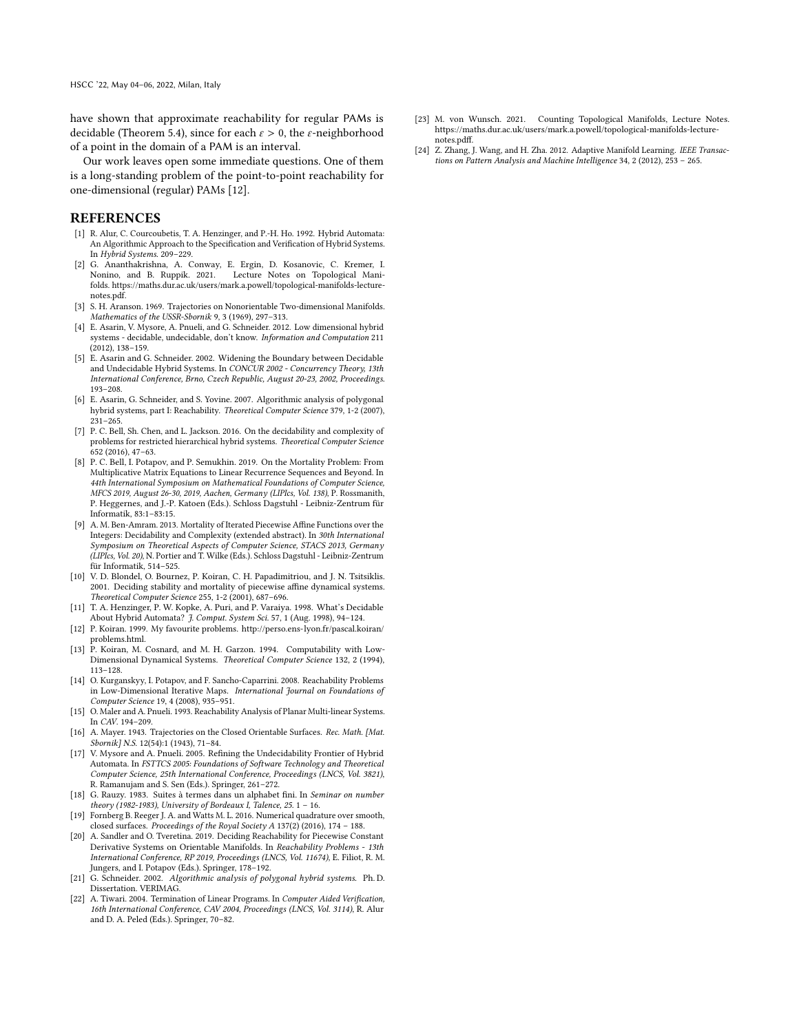have shown that approximate reachability for regular PAMs is decidable (Theorem 5.4), since for each $\varepsilon > 0$, the $\varepsilon$-neighborhood of a point in the domain of a PAM is an interval.

Our work leaves open some immediate questions. One of them is a long-standing problem of the point-to-point reachability for one-dimensional (regular) PAMs [12].

## REFERENCES

[1] R. Alur, C. Courcoubetis, T. A. Henzinger, and P.-H. Ho. 1992. Hybrid Automata: An Algorithmic Approach to the Specification and Verification of Hybrid Systems. In *Hybrid Systems*. 209–229.

[2] G. Ananthakrishna, A. Conway, E. Ergin, D. Kosanovic, C. Kremer, I. Nonino, and B. Ruppik. 2021. Lecture Notes on Topological Manifolds. https://maths.dur.ac.uk/users/mark.a.powell/topological-manifolds-lecture-notes.pdf.

[3] S. H. Aranson. 1969. Trajectories on Nonorientable Two-dimensional Manifolds. *Mathematics of the USSR-Sbornik* 9, 3 (1969), 297–313.

[4] E. Asarin, V. Mysore, A. Pnueli, and G. Schneider. 2012. Low dimensional hybrid systems - decidable, undecidable, don't know. *Information and Computation* 211 (2012), 138–159.

[5] E. Asarin and G. Schneider. 2002. Widening the Boundary between Decidable and Undecidable Hybrid Systems. In *CONCUR 2002 - Concurrency Theory, 13th International Conference, Brno, Czech Republic, August 20-23, 2002, Proceedings*. 193–208.

[6] E. Asarin, G. Schneider, and S. Yovine. 2007. Algorithmic analysis of polygonal hybrid systems, part I: Reachability. *Theoretical Computer Science* 379, 1-2 (2007), 231–265.

[7] P. C. Bell, Sh. Chen, and L. Jackson. 2016. On the decidability and complexity of problems for restricted hierarchical hybrid systems. *Theoretical Computer Science* 652 (2016), 47–63.

[8] P. C. Bell, I. Potapov, and P. Semukhin. 2019. On the Mortality Problem: From Multiplicative Matrix Equations to Linear Recurrence Sequences and Beyond. In *44th International Symposium on Mathematical Foundations of Computer Science, MFCS 2019, August 26-30, 2019, Aachen, Germany (LIPIcs, Vol. 138)*, P. Rossmanith, P. Heggernes, and J.-P. Katoen (Eds.). Schloss Dagstuhl - Leibniz-Zentrum für Informatik, 83:1–83:15.

[9] A. M. Ben-Amram. 2013. Mortality of Iterated Piecewise Affine Functions over the Integers: Decidability and Complexity (extended abstract). In *30th International Symposium on Theoretical Aspects of Computer Science, STACS 2013, Germany (LIPIcs, Vol. 20)*, N. Portier and T. Wilke (Eds.). Schloss Dagstuhl - Leibniz-Zentrum für Informatik, 514–525.

[10] V. D. Blondel, O. Bournez, P. Koiran, C. H. Papadimitriou, and J. N. Tsitsiklis. 2001. Deciding stability and mortality of piecewise affine dynamical systems. *Theoretical Computer Science* 255, 1-2 (2001), 687–696.

[11] T. A. Henzinger, P. W. Kopke, A. Puri, and P. Varaiya. 1998. What's Decidable About Hybrid Automata? *J. Comput. System Sci.* 57, 1 (Aug. 1998), 94–124.

[12] P. Koiran. 1999. My favourite problems. http://perso.ens-lyon.fr/pascal.koiran/problems.html.

[13] P. Koiran, M. Cosnard, and M. H. Garzon. 1994. Computability with Low-Dimensional Dynamical Systems. *Theoretical Computer Science* 132, 2 (1994), 113–128.

[14] O. Kurganskyy, I. Potapov, and F. Sancho-Caparrini. 2008. Reachability Problems in Low-Dimensional Iterative Maps. *International Journal on Foundations of Computer Science* 19, 4 (2008), 935–951.

[15] O. Maler and A. Pnueli. 1993. Reachability Analysis of Planar Multi-linear Systems. In *CAV*. 194–209.

[16] A. Mayer. 1943. Trajectories on the Closed Orientable Surfaces. *Rec. Math. [Mat. Sbornik] N.S.* 12(54):1 (1943), 71–84.

[17] V. Mysore and A. Pnueli. 2005. Refining the Undecidability Frontier of Hybrid Automata. In *FSTTCS 2005: Foundations of Software Technology and Theoretical Computer Science, 25th International Conference, Proceedings (LNCS, Vol. 3821)*, R. Ramanujam and S. Sen (Eds.). Springer, 261–272.

[18] G. Rauzy. 1983. Suites à termes dans un alphabet fini. In *Seminar on number theory (1982-1983), University of Bordeaux I, Talence, 25*. 1 – 16.

[19] Fornberg B. Reeger J. A. and Watts M. L. 2016. Numerical quadrature over smooth, closed surfaces. *Proceedings of the Royal Society A* 137(2) (2016), 174 – 188.

[20] A. Sandler and O. Tveretina. 2019. Deciding Reachability for Piecewise Constant Derivative Systems on Orientable Manifolds. In *Reachability Problems - 13th International Conference, RP 2019, Proceedings (LNCS, Vol. 11674)*, E. Filiot, R. M. Jungers, and I. Potapov (Eds.). Springer, 178–192.

[21] G. Schneider. 2002. *Algorithmic analysis of polygonal hybrid systems*. Ph. D. Dissertation. VERIMAG.

[22] A. Tiwari. 2004. Termination of Linear Programs. In *Computer Aided Verification, 16th International Conference, CAV 2004, Proceedings (LNCS, Vol. 3114)*, R. Alur and D. A. Peled (Eds.). Springer, 70–82.

[23] M. von Wunsch. 2021. Counting Topological Manifolds, Lecture Notes. https://maths.dur.ac.uk/users/mark.a.powell/topological-manifolds-lecture-notes.pdff.

[24] Z. Zhang, J. Wang, and H. Zha. 2012. Adaptive Manifold Learning. *IEEE Transactions on Pattern Analysis and Machine Intelligence* 34, 2 (2012), 253 – 265.